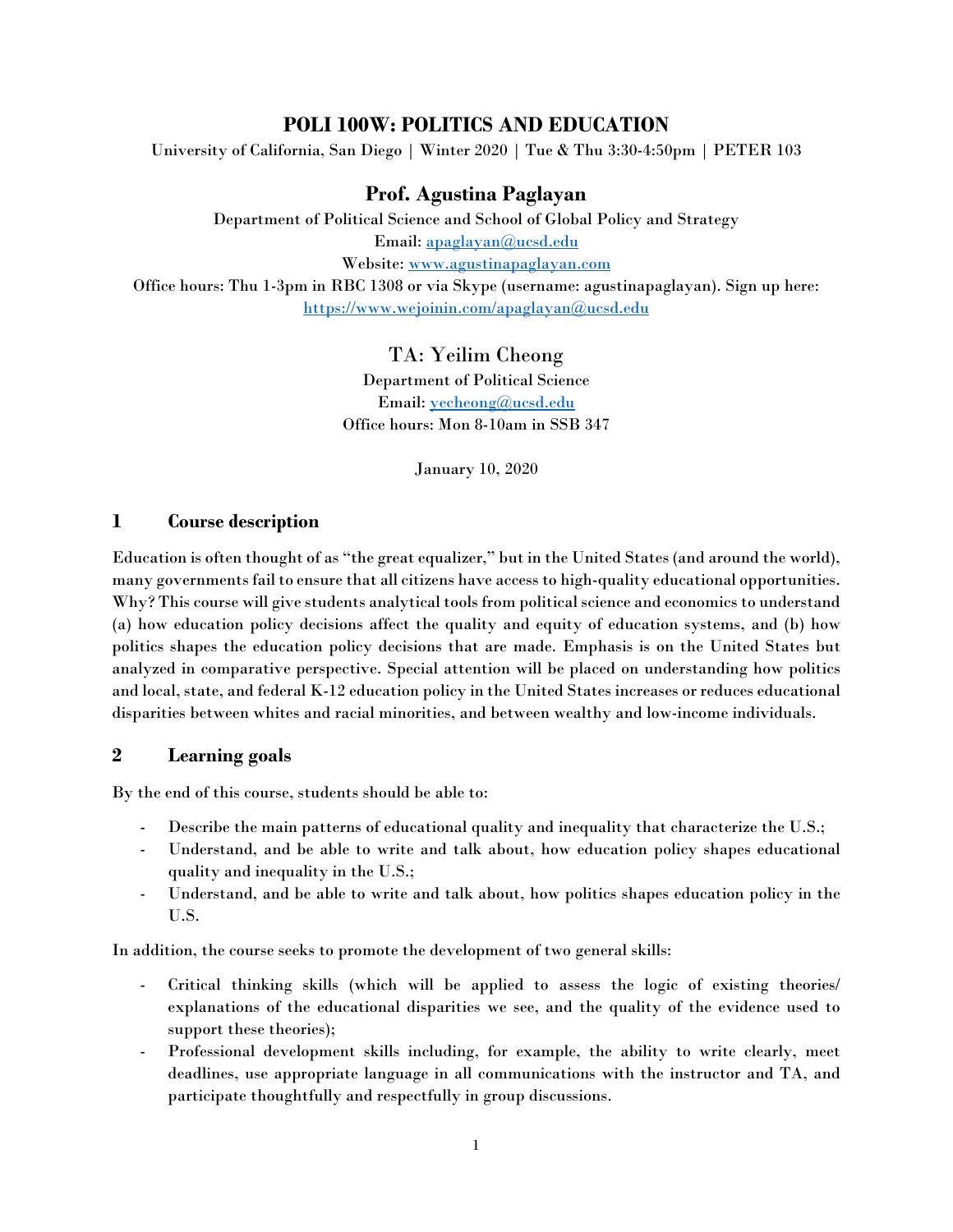# POLI 100W: POLITICS AND EDUCATION

University of California, San Diego | Winter 2020 | Tue & Thu 3:30-4:50pm | PETER 103

## Prof. Agustina Paglayan

Department of Political Science and School of Global Policy and Strategy
Email: apaglayan@ucsd.edu
Website: www.agustinapaglayan.com
Office hours: Thu 1-3pm in RBC 1308 or via Skype (username: agustinapaglayan). Sign up here: https://www.wejoinin.com/apaglayan@ucsd.edu

## TA: Yeilim Cheong

Department of Political Science
Email: yecheong@ucsd.edu
Office hours: Mon 8-10am in SSB 347

January 10, 2020

## 1 Course description

Education is often thought of as "the great equalizer," but in the United States (and around the world), many governments fail to ensure that all citizens have access to high-quality educational opportunities. Why? This course will give students analytical tools from political science and economics to understand (a) how education policy decisions affect the quality and equity of education systems, and (b) how politics shapes the education policy decisions that are made. Emphasis is on the United States but analyzed in comparative perspective. Special attention will be placed on understanding how politics and local, state, and federal K-12 education policy in the United States increases or reduces educational disparities between whites and racial minorities, and between wealthy and low-income individuals.

## 2 Learning goals

By the end of this course, students should be able to:

- Describe the main patterns of educational quality and inequality that characterize the U.S.;
- Understand, and be able to write and talk about, how education policy shapes educational quality and inequality in the U.S.;
- Understand, and be able to write and talk about, how politics shapes education policy in the U.S.

In addition, the course seeks to promote the development of two general skills:

- Critical thinking skills (which will be applied to assess the logic of existing theories/ explanations of the educational disparities we see, and the quality of the evidence used to support these theories);
- Professional development skills including, for example, the ability to write clearly, meet deadlines, use appropriate language in all communications with the instructor and TA, and participate thoughtfully and respectfully in group discussions.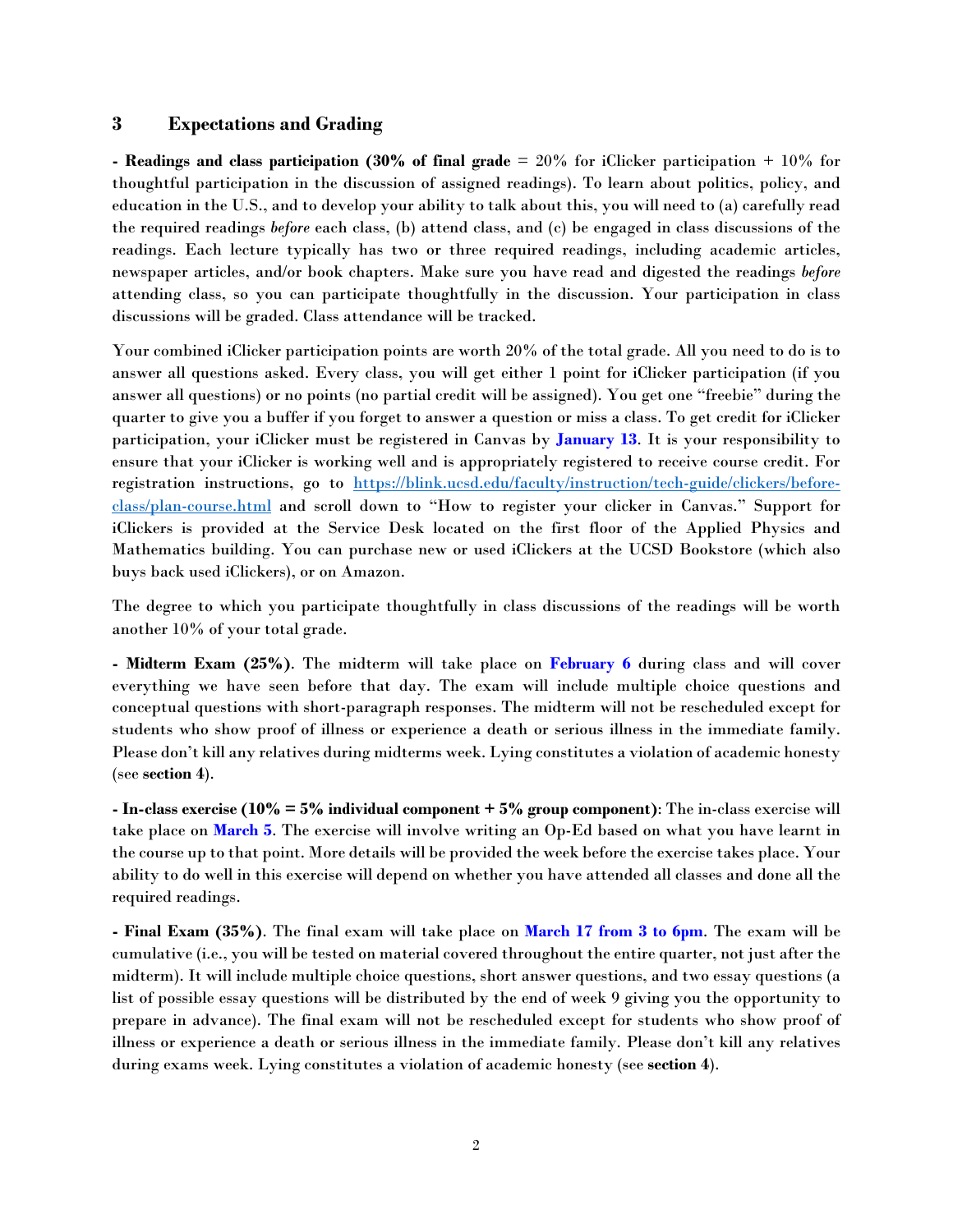## 3 Expectations and Grading

**- Readings and class participation (30% of final grade** = 20% for iClicker participation + 10% for thoughtful participation in the discussion of assigned readings). To learn about politics, policy, and education in the U.S., and to develop your ability to talk about this, you will need to (a) carefully read the required readings *before* each class, (b) attend class, and (c) be engaged in class discussions of the readings. Each lecture typically has two or three required readings, including academic articles, newspaper articles, and/or book chapters. Make sure you have read and digested the readings *before* attending class, so you can participate thoughtfully in the discussion. Your participation in class discussions will be graded. Class attendance will be tracked.

Your combined iClicker participation points are worth 20% of the total grade. All you need to do is to answer all questions asked. Every class, you will get either 1 point for iClicker participation (if you answer all questions) or no points (no partial credit will be assigned). You get one "freebie" during the quarter to give you a buffer if you forget to answer a question or miss a class. To get credit for iClicker participation, your iClicker must be registered in Canvas by **January 13**. It is your responsibility to ensure that your iClicker is working well and is appropriately registered to receive course credit. For registration instructions, go to [https://blink.ucsd.edu/faculty/instruction/tech-guide/clickers/before-class/plan-course.html](https://blink.ucsd.edu/faculty/instruction/tech-guide/clickers/before-class/plan-course.html) and scroll down to "How to register your clicker in Canvas." Support for iClickers is provided at the Service Desk located on the first floor of the Applied Physics and Mathematics building. You can purchase new or used iClickers at the UCSD Bookstore (which also buys back used iClickers), or on Amazon.

The degree to which you participate thoughtfully in class discussions of the readings will be worth another 10% of your total grade.

**- Midterm Exam (25%)**. The midterm will take place on **February 6** during class and will cover everything we have seen before that day. The exam will include multiple choice questions and conceptual questions with short-paragraph responses. The midterm will not be rescheduled except for students who show proof of illness or experience a death or serious illness in the immediate family. Please don't kill any relatives during midterms week. Lying constitutes a violation of academic honesty (see **section 4**).

**- In-class exercise (10% = 5% individual component + 5% group component)**: The in-class exercise will take place on **March 5**. The exercise will involve writing an Op-Ed based on what you have learnt in the course up to that point. More details will be provided the week before the exercise takes place. Your ability to do well in this exercise will depend on whether you have attended all classes and done all the required readings.

**- Final Exam (35%)**. The final exam will take place on **March 17 from 3 to 6pm**. The exam will be cumulative (i.e., you will be tested on material covered throughout the entire quarter, not just after the midterm). It will include multiple choice questions, short answer questions, and two essay questions (a list of possible essay questions will be distributed by the end of week 9 giving you the opportunity to prepare in advance). The final exam will not be rescheduled except for students who show proof of illness or experience a death or serious illness in the immediate family. Please don't kill any relatives during exams week. Lying constitutes a violation of academic honesty (see **section 4**).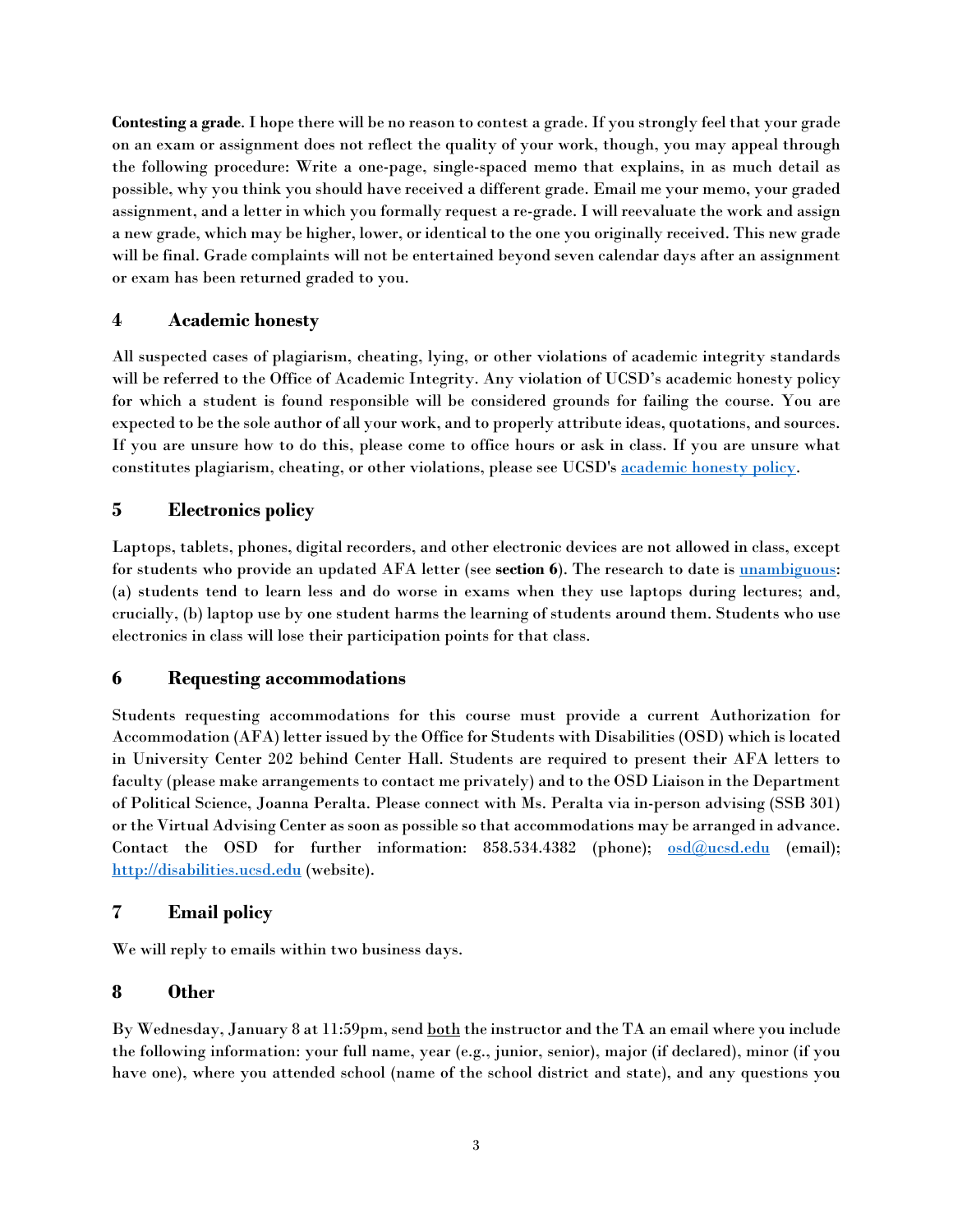**Contesting a grade**. I hope there will be no reason to contest a grade. If you strongly feel that your grade on an exam or assignment does not reflect the quality of your work, though, you may appeal through the following procedure: Write a one-page, single-spaced memo that explains, in as much detail as possible, why you think you should have received a different grade. Email me your memo, your graded assignment, and a letter in which you formally request a re-grade. I will reevaluate the work and assign a new grade, which may be higher, lower, or identical to the one you originally received. This new grade will be final. Grade complaints will not be entertained beyond seven calendar days after an assignment or exam has been returned graded to you.

## 4 Academic honesty

All suspected cases of plagiarism, cheating, lying, or other violations of academic integrity standards will be referred to the Office of Academic Integrity. Any violation of UCSD's academic honesty policy for which a student is found responsible will be considered grounds for failing the course. You are expected to be the sole author of all your work, and to properly attribute ideas, quotations, and sources. If you are unsure how to do this, please come to office hours or ask in class. If you are unsure what constitutes plagiarism, cheating, or other violations, please see UCSD's [academic honesty policy](#).

## 5 Electronics policy

Laptops, tablets, phones, digital recorders, and other electronic devices are not allowed in class, except for students who provide an updated AFA letter (see **section 6**). The research to date is [unambiguous](#): (a) students tend to learn less and do worse in exams when they use laptops during lectures; and, crucially, (b) laptop use by one student harms the learning of students around them. Students who use electronics in class will lose their participation points for that class.

## 6 Requesting accommodations

Students requesting accommodations for this course must provide a current Authorization for Accommodation (AFA) letter issued by the Office for Students with Disabilities (OSD) which is located in University Center 202 behind Center Hall. Students are required to present their AFA letters to faculty (please make arrangements to contact me privately) and to the OSD Liaison in the Department of Political Science, Joanna Peralta. Please connect with Ms. Peralta via in-person advising (SSB 301) or the Virtual Advising Center as soon as possible so that accommodations may be arranged in advance. Contact the OSD for further information: 858.534.4382 (phone); [osd@ucsd.edu](mailto:osd@ucsd.edu) (email); [http://disabilities.ucsd.edu](http://disabilities.ucsd.edu) (website).

## 7 Email policy

We will reply to emails within two business days.

## 8 Other

By Wednesday, January 8 at 11:59pm, send both the instructor and the TA an email where you include the following information: your full name, year (e.g., junior, senior), major (if declared), minor (if you have one), where you attended school (name of the school district and state), and any questions you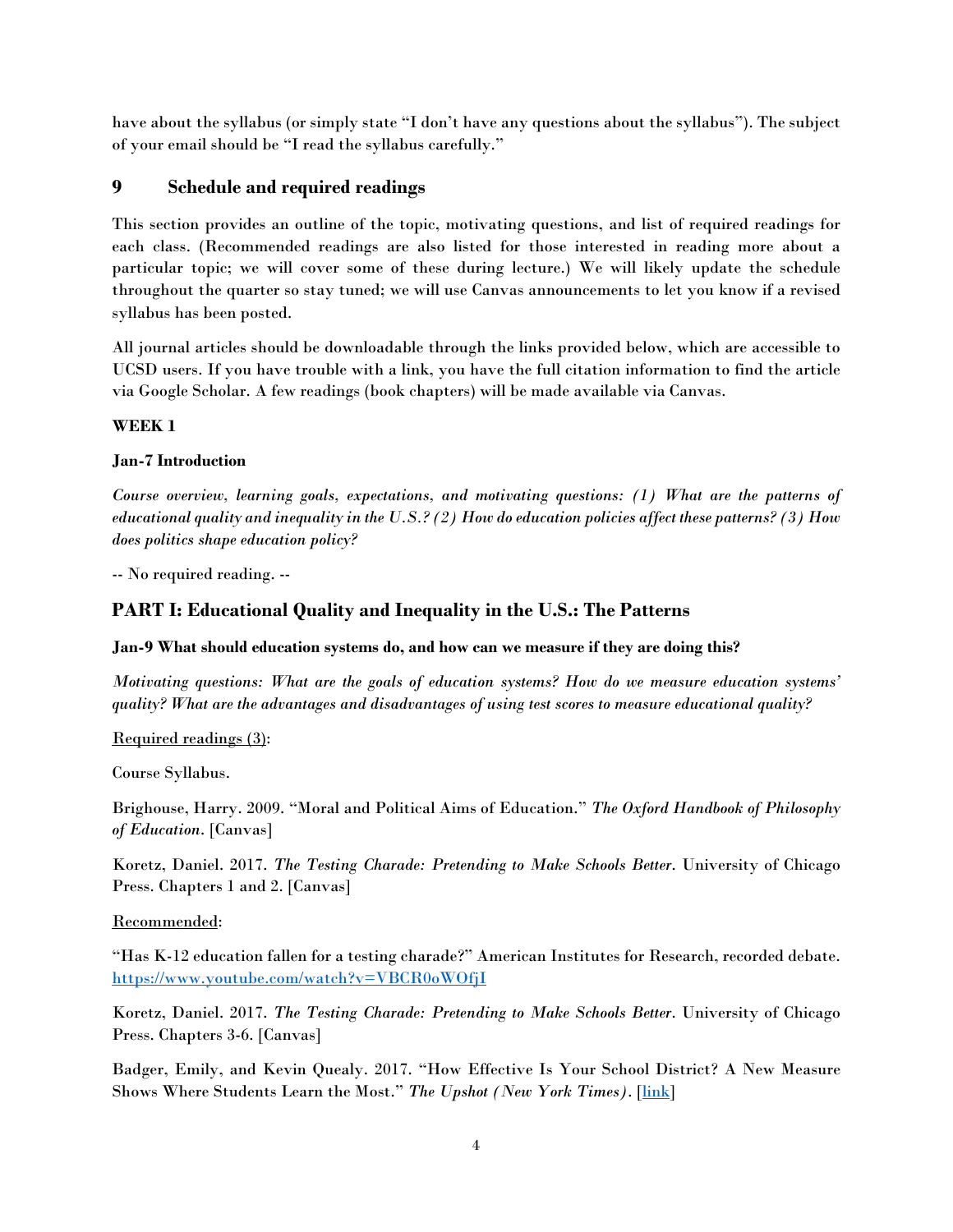have about the syllabus (or simply state "I don't have any questions about the syllabus"). The subject of your email should be "I read the syllabus carefully."

## 9 Schedule and required readings

This section provides an outline of the topic, motivating questions, and list of required readings for each class. (Recommended readings are also listed for those interested in reading more about a particular topic; we will cover some of these during lecture.) We will likely update the schedule throughout the quarter so stay tuned; we will use Canvas announcements to let you know if a revised syllabus has been posted.

All journal articles should be downloadable through the links provided below, which are accessible to UCSD users. If you have trouble with a link, you have the full citation information to find the article via Google Scholar. A few readings (book chapters) will be made available via Canvas.

**WEEK 1**

**Jan-7 Introduction**

*Course overview, learning goals, expectations, and motivating questions: (1) What are the patterns of educational quality and inequality in the U.S.? (2) How do education policies affect these patterns? (3) How does politics shape education policy?*

-- No required reading. --

## PART I: Educational Quality and Inequality in the U.S.: The Patterns

**Jan-9 What should education systems do, and how can we measure if they are doing this?**

*Motivating questions: What are the goals of education systems? How do we measure education systems' quality? What are the advantages and disadvantages of using test scores to measure educational quality?*

<u>Required readings (3)</u>:

Course Syllabus.

Brighouse, Harry. 2009. "Moral and Political Aims of Education." *The Oxford Handbook of Philosophy of Education*. [Canvas]

Koretz, Daniel. 2017. *The Testing Charade: Pretending to Make Schools Better*. University of Chicago Press. Chapters 1 and 2. [Canvas]

<u>Recommended</u>:

"Has K-12 education fallen for a testing charade?" American Institutes for Research, recorded debate. https://www.youtube.com/watch?v=VBCR0oWOfjI

Koretz, Daniel. 2017. *The Testing Charade: Pretending to Make Schools Better*. University of Chicago Press. Chapters 3-6. [Canvas]

Badger, Emily, and Kevin Quealy. 2017. "How Effective Is Your School District? A New Measure Shows Where Students Learn the Most." *The Upshot (New York Times)*. [link]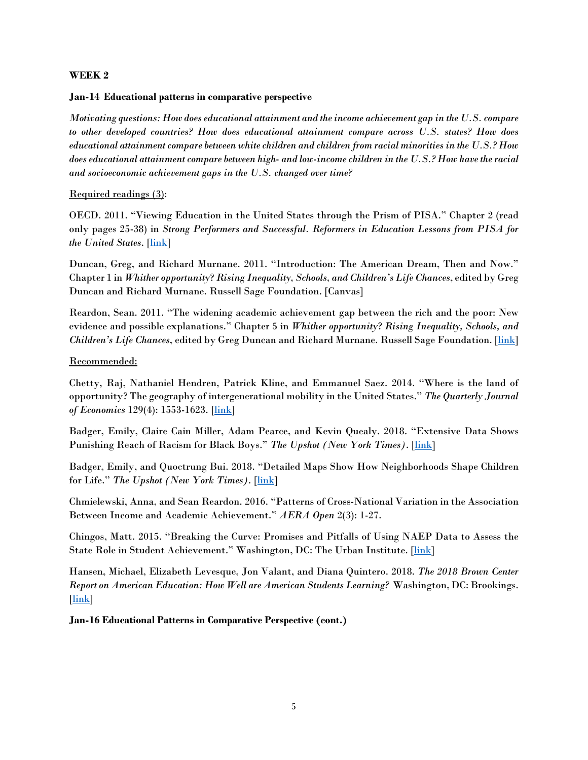**WEEK 2**

**Jan-14 Educational patterns in comparative perspective**

*Motivating questions: How does educational attainment and the income achievement gap in the U.S. compare to other developed countries? How does educational attainment compare across U.S. states? How does educational attainment compare between white children and children from racial minorities in the U.S.? How does educational attainment compare between high- and low-income children in the U.S.? How have the racial and socioeconomic achievement gaps in the U.S. changed over time?*

Required readings (3):

OECD. 2011. "Viewing Education in the United States through the Prism of PISA." Chapter 2 (read only pages 25-38) in *Strong Performers and Successful. Reformers in Education Lessons from PISA for the United States*. [link]

Duncan, Greg, and Richard Murnane. 2011. "Introduction: The American Dream, Then and Now." Chapter 1 in *Whither opportunity? Rising Inequality, Schools, and Children's Life Chances*, edited by Greg Duncan and Richard Murnane. Russell Sage Foundation. [Canvas]

Reardon, Sean. 2011. "The widening academic achievement gap between the rich and the poor: New evidence and possible explanations." Chapter 5 in *Whither opportunity? Rising Inequality, Schools, and Children's Life Chances*, edited by Greg Duncan and Richard Murnane. Russell Sage Foundation. [link]

Recommended:

Chetty, Raj, Nathaniel Hendren, Patrick Kline, and Emmanuel Saez. 2014. "Where is the land of opportunity? The geography of intergenerational mobility in the United States." *The Quarterly Journal of Economics* 129(4): 1553-1623. [link]

Badger, Emily, Claire Cain Miller, Adam Pearce, and Kevin Quealy. 2018. "Extensive Data Shows Punishing Reach of Racism for Black Boys." *The Upshot (New York Times)*. [link]

Badger, Emily, and Quoctrung Bui. 2018. "Detailed Maps Show How Neighborhoods Shape Children for Life." *The Upshot (New York Times)*. [link]

Chmielewski, Anna, and Sean Reardon. 2016. "Patterns of Cross-National Variation in the Association Between Income and Academic Achievement." *AERA Open* 2(3): 1-27.

Chingos, Matt. 2015. "Breaking the Curve: Promises and Pitfalls of Using NAEP Data to Assess the State Role in Student Achievement." Washington, DC: The Urban Institute. [link]

Hansen, Michael, Elizabeth Levesque, Jon Valant, and Diana Quintero. 2018. *The 2018 Brown Center Report on American Education: How Well are American Students Learning?* Washington, DC: Brookings. [link]

**Jan-16 Educational Patterns in Comparative Perspective (cont.)**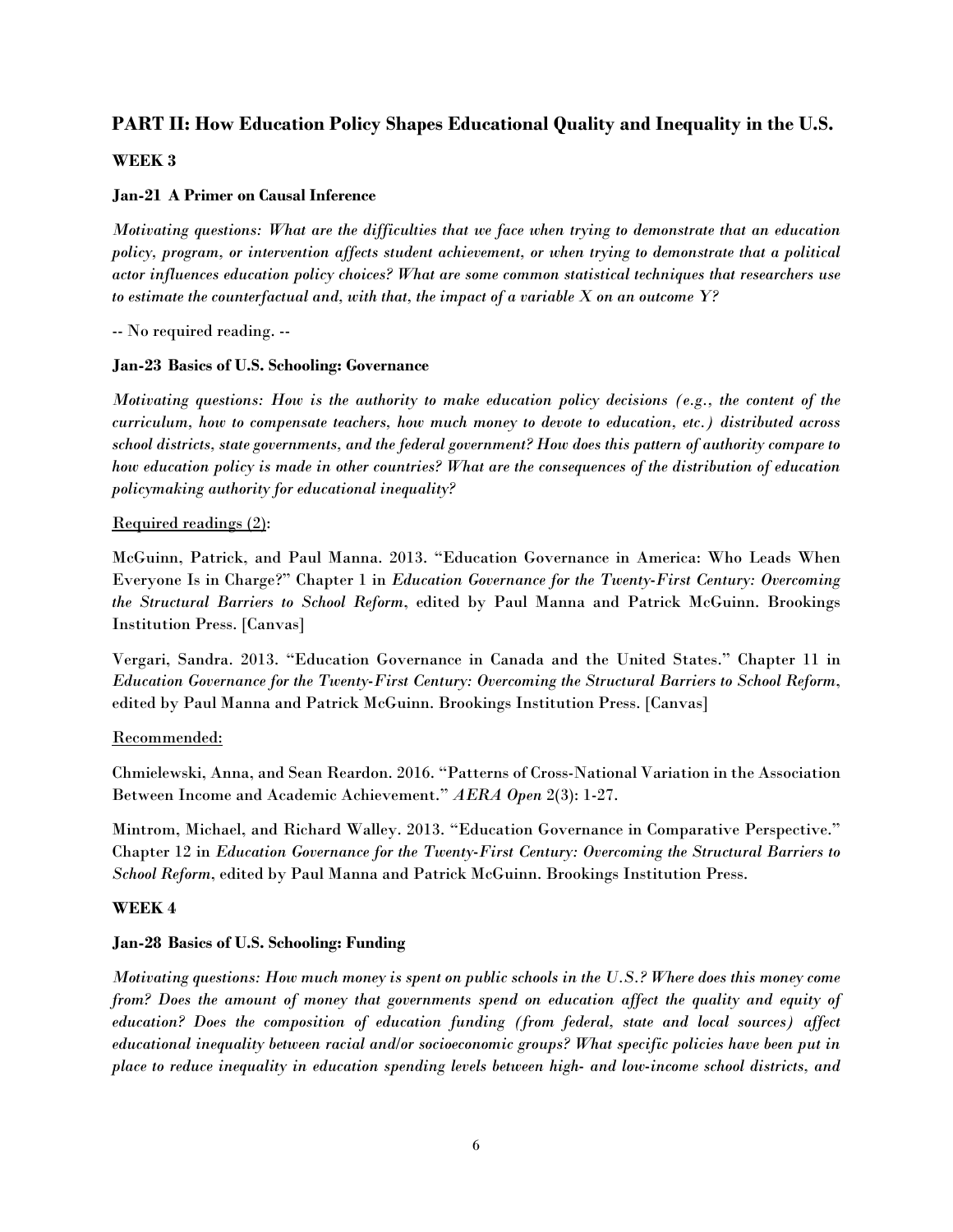## PART II: How Education Policy Shapes Educational Quality and Inequality in the U.S.

### WEEK 3

**Jan-21 A Primer on Causal Inference**

*Motivating questions: What are the difficulties that we face when trying to demonstrate that an education policy, program, or intervention affects student achievement, or when trying to demonstrate that a political actor influences education policy choices? What are some common statistical techniques that researchers use to estimate the counterfactual and, with that, the impact of a variable X on an outcome Y?*

-- No required reading. --

**Jan-23 Basics of U.S. Schooling: Governance**

*Motivating questions: How is the authority to make education policy decisions (e.g., the content of the curriculum, how to compensate teachers, how much money to devote to education, etc.) distributed across school districts, state governments, and the federal government? How does this pattern of authority compare to how education policy is made in other countries? What are the consequences of the distribution of education policymaking authority for educational inequality?*

Required readings (2):

McGuinn, Patrick, and Paul Manna. 2013. "Education Governance in America: Who Leads When Everyone Is in Charge?" Chapter 1 in *Education Governance for the Twenty-First Century: Overcoming the Structural Barriers to School Reform*, edited by Paul Manna and Patrick McGuinn. Brookings Institution Press. [Canvas]

Vergari, Sandra. 2013. "Education Governance in Canada and the United States." Chapter 11 in *Education Governance for the Twenty-First Century: Overcoming the Structural Barriers to School Reform*, edited by Paul Manna and Patrick McGuinn. Brookings Institution Press. [Canvas]

Recommended:

Chmielewski, Anna, and Sean Reardon. 2016. "Patterns of Cross-National Variation in the Association Between Income and Academic Achievement." *AERA Open* 2(3): 1-27.

Mintrom, Michael, and Richard Walley. 2013. "Education Governance in Comparative Perspective." Chapter 12 in *Education Governance for the Twenty-First Century: Overcoming the Structural Barriers to School Reform*, edited by Paul Manna and Patrick McGuinn. Brookings Institution Press.

### WEEK 4

**Jan-28 Basics of U.S. Schooling: Funding**

*Motivating questions: How much money is spent on public schools in the U.S.? Where does this money come from? Does the amount of money that governments spend on education affect the quality and equity of education? Does the composition of education funding (from federal, state and local sources) affect educational inequality between racial and/or socioeconomic groups? What specific policies have been put in place to reduce inequality in education spending levels between high- and low-income school districts, and*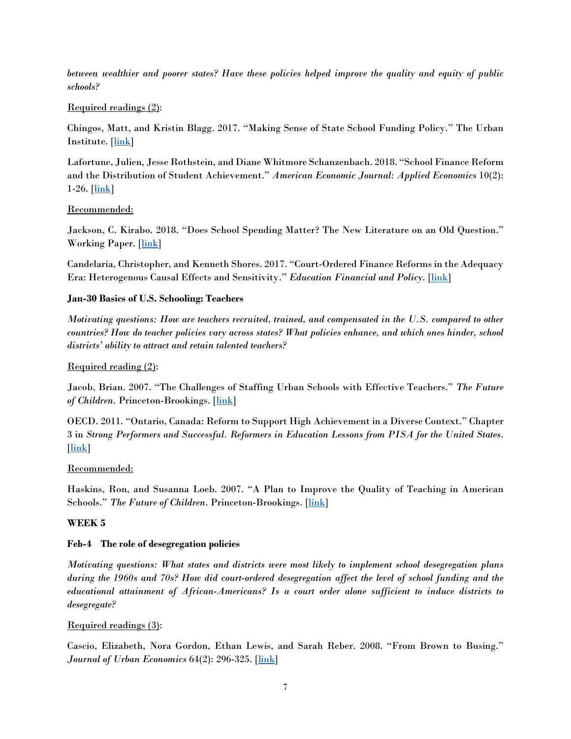*between wealthier and poorer states? Have these policies helped improve the quality and equity of public schools?*

Required readings (2):

Chingos, Matt, and Kristin Blagg. 2017. "Making Sense of State School Funding Policy." The Urban Institute. [link]

Lafortune, Julien, Jesse Rothstein, and Diane Whitmore Schanzenbach. 2018. "School Finance Reform and the Distribution of Student Achievement." *American Economic Journal: Applied Economics* 10(2): 1-26. [link]

Recommended:

Jackson, C. Kirabo. 2018. "Does School Spending Matter? The New Literature on an Old Question." Working Paper. [link]

Candelaria, Christopher, and Kenneth Shores. 2017. "Court-Ordered Finance Reforms in the Adequacy Era: Heterogenous Causal Effects and Sensitivity." *Education Financial and Policy.* [link]

**Jan-30 Basics of U.S. Schooling: Teachers**

*Motivating questions: How are teachers recruited, trained, and compensated in the U.S. compared to other countries? How do teacher policies vary across states? What policies enhance, and which ones hinder, school districts' ability to attract and retain talented teachers?*

Required reading (2):

Jacob, Brian. 2007. "The Challenges of Staffing Urban Schools with Effective Teachers." *The Future of Children.* Princeton-Brookings. [link]

OECD. 2011. "Ontario, Canada: Reform to Support High Achievement in a Diverse Context." Chapter 3 in *Strong Performers and Successful. Reformers in Education Lessons from PISA for the United States.* [link]

Recommended:

Haskins, Ron, and Susanna Loeb. 2007. "A Plan to Improve the Quality of Teaching in American Schools." *The Future of Children.* Princeton-Brookings. [link]

**WEEK 5**

**Feb-4 The role of desegregation policies**

*Motivating questions: What states and districts were most likely to implement school desegregation plans during the 1960s and 70s? How did court-ordered desegregation affect the level of school funding and the educational attainment of African-Americans? Is a court order alone sufficient to induce districts to desegregate?*

Required readings (3):

Cascio, Elizabeth, Nora Gordon, Ethan Lewis, and Sarah Reber. 2008. "From Brown to Busing." *Journal of Urban Economics* 64(2): 296-325. [link]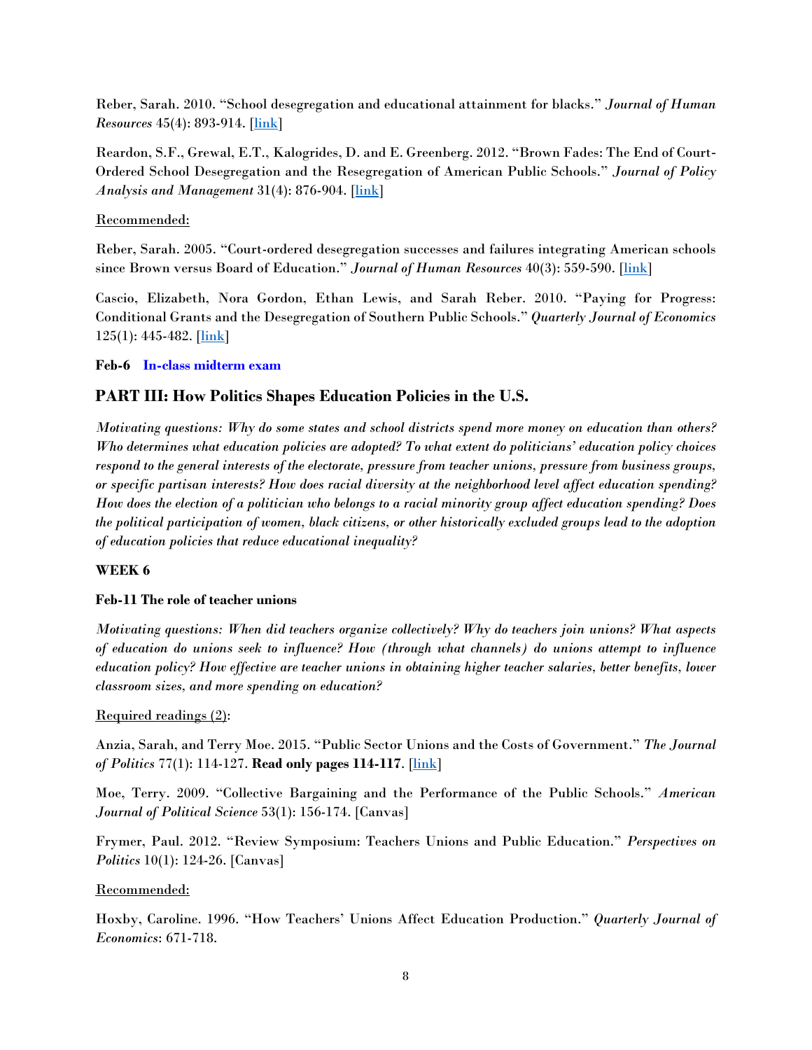Reber, Sarah. 2010. "School desegregation and educational attainment for blacks." *Journal of Human Resources* 45(4): 893-914. [link]

Reardon, S.F., Grewal, E.T., Kalogrides, D. and E. Greenberg. 2012. "Brown Fades: The End of Court-Ordered School Desegregation and the Resegregation of American Public Schools." *Journal of Policy Analysis and Management* 31(4): 876-904. [link]

Recommended:

Reber, Sarah. 2005. "Court-ordered desegregation successes and failures integrating American schools since Brown versus Board of Education." *Journal of Human Resources* 40(3): 559-590. [link]

Cascio, Elizabeth, Nora Gordon, Ethan Lewis, and Sarah Reber. 2010. "Paying for Progress: Conditional Grants and the Desegregation of Southern Public Schools." *Quarterly Journal of Economics* 125(1): 445-482. [link]

**Feb-6 In-class midterm exam**

## PART III: How Politics Shapes Education Policies in the U.S.

*Motivating questions: Why do some states and school districts spend more money on education than others? Who determines what education policies are adopted? To what extent do politicians' education policy choices respond to the general interests of the electorate, pressure from teacher unions, pressure from business groups, or specific partisan interests? How does racial diversity at the neighborhood level affect education spending? How does the election of a politician who belongs to a racial minority group affect education spending? Does the political participation of women, black citizens, or other historically excluded groups lead to the adoption of education policies that reduce educational inequality?*

### WEEK 6

**Feb-11 The role of teacher unions**

*Motivating questions: When did teachers organize collectively? Why do teachers join unions? What aspects of education do unions seek to influence? How (through what channels) do unions attempt to influence education policy? How effective are teacher unions in obtaining higher teacher salaries, better benefits, lower classroom sizes, and more spending on education?*

Required readings (2):

Anzia, Sarah, and Terry Moe. 2015. "Public Sector Unions and the Costs of Government." *The Journal of Politics* 77(1): 114-127. **Read only pages 114-117.** [link]

Moe, Terry. 2009. "Collective Bargaining and the Performance of the Public Schools." *American Journal of Political Science* 53(1): 156-174. [Canvas]

Frymer, Paul. 2012. "Review Symposium: Teachers Unions and Public Education." *Perspectives on Politics* 10(1): 124-26. [Canvas]

Recommended:

Hoxby, Caroline. 1996. "How Teachers' Unions Affect Education Production." *Quarterly Journal of Economics*: 671-718.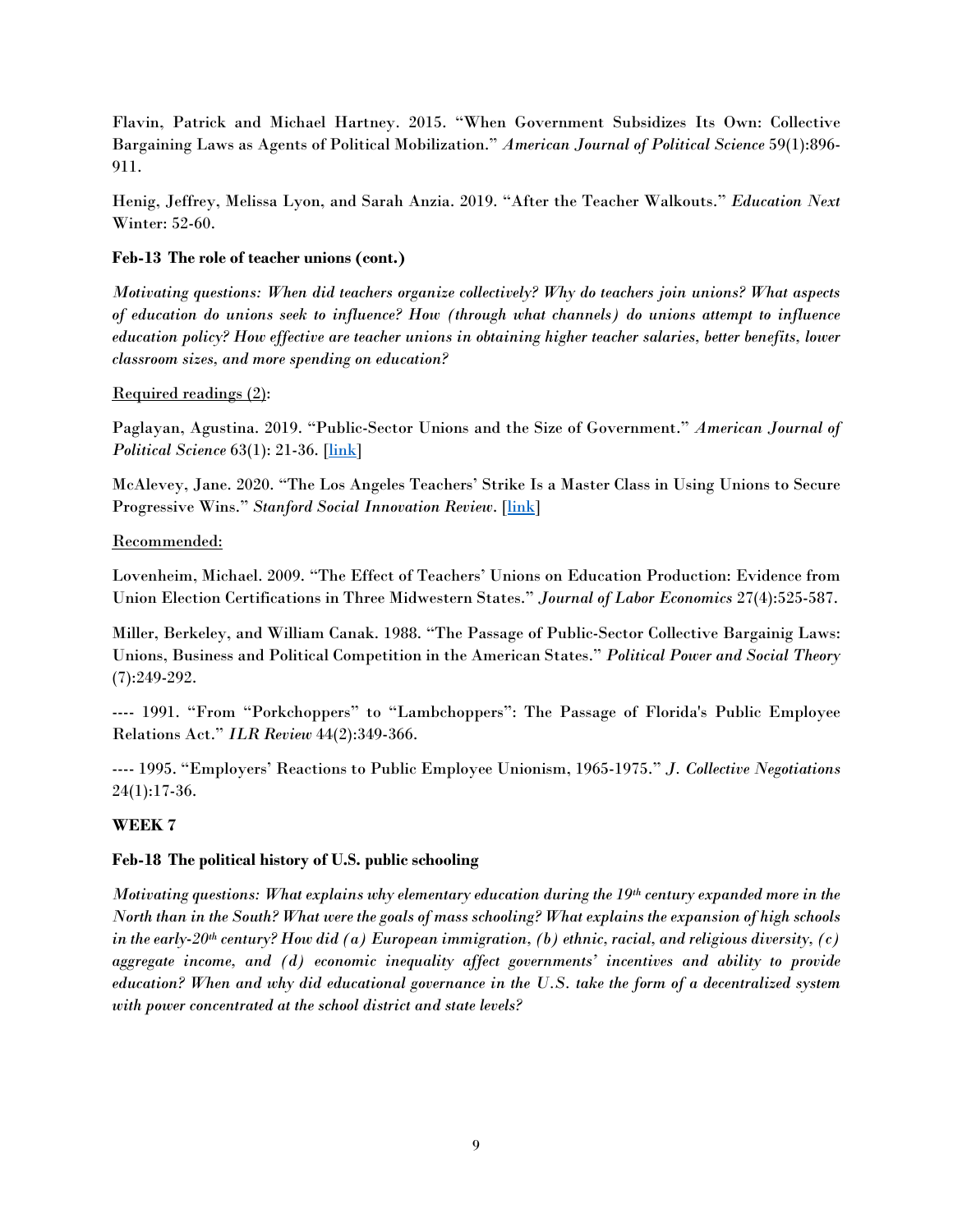Flavin, Patrick and Michael Hartney. 2015. "When Government Subsidizes Its Own: Collective Bargaining Laws as Agents of Political Mobilization." *American Journal of Political Science* 59(1):896-911.

Henig, Jeffrey, Melissa Lyon, and Sarah Anzia. 2019. "After the Teacher Walkouts." *Education Next* Winter: 52-60.

**Feb-13 The role of teacher unions (cont.)**

*Motivating questions: When did teachers organize collectively? Why do teachers join unions? What aspects of education do unions seek to influence? How (through what channels) do unions attempt to influence education policy? How effective are teacher unions in obtaining higher teacher salaries, better benefits, lower classroom sizes, and more spending on education?*

Required readings (2):

Paglayan, Agustina. 2019. "Public-Sector Unions and the Size of Government." *American Journal of Political Science* 63(1): 21-36. [link]

McAlevey, Jane. 2020. "The Los Angeles Teachers' Strike Is a Master Class in Using Unions to Secure Progressive Wins." *Stanford Social Innovation Review*. [link]

Recommended:

Lovenheim, Michael. 2009. "The Effect of Teachers' Unions on Education Production: Evidence from Union Election Certifications in Three Midwestern States." *Journal of Labor Economics* 27(4):525-587.

Miller, Berkeley, and William Canak. 1988. "The Passage of Public-Sector Collective Bargainig Laws: Unions, Business and Political Competition in the American States." *Political Power and Social Theory* (7):249-292.

---- 1991. "From "Porkchoppers" to "Lambchoppers": The Passage of Florida's Public Employee Relations Act." *ILR Review* 44(2):349-366.

---- 1995. "Employers' Reactions to Public Employee Unionism, 1965-1975." *J. Collective Negotiations* 24(1):17-36.

**WEEK 7**

**Feb-18 The political history of U.S. public schooling**

*Motivating questions: What explains why elementary education during the 19th century expanded more in the North than in the South? What were the goals of mass schooling? What explains the expansion of high schools in the early-20th century? How did (a) European immigration, (b) ethnic, racial, and religious diversity, (c) aggregate income, and (d) economic inequality affect governments' incentives and ability to provide education? When and why did educational governance in the U.S. take the form of a decentralized system with power concentrated at the school district and state levels?*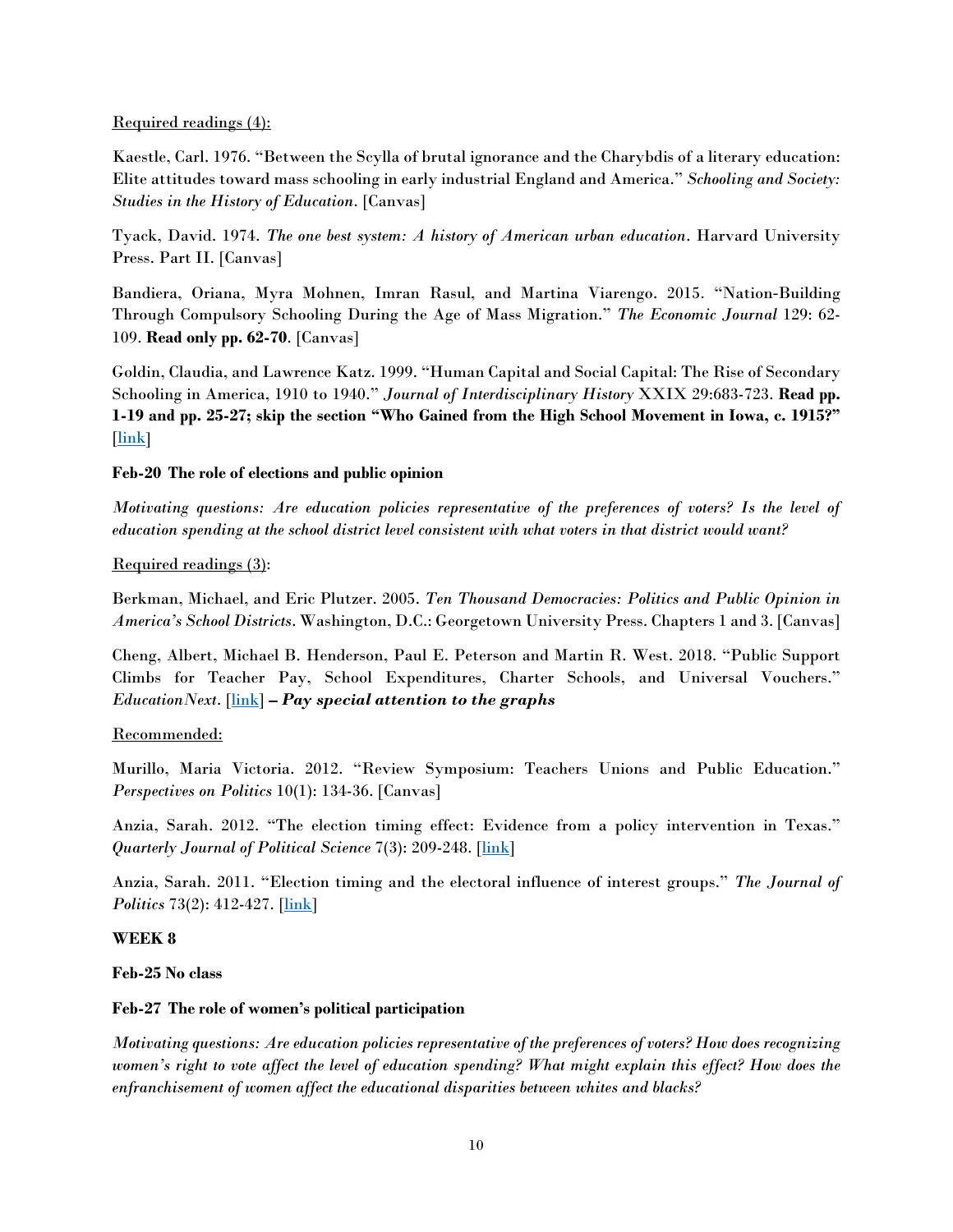Required readings (4):

Kaestle, Carl. 1976. "Between the Scylla of brutal ignorance and the Charybdis of a literary education: Elite attitudes toward mass schooling in early industrial England and America." *Schooling and Society: Studies in the History of Education*. [Canvas]

Tyack, David. 1974. *The one best system: A history of American urban education*. Harvard University Press. Part II. [Canvas]

Bandiera, Oriana, Myra Mohnen, Imran Rasul, and Martina Viarengo. 2015. "Nation-Building Through Compulsory Schooling During the Age of Mass Migration." *The Economic Journal* 129: 62-109. **Read only pp. 62-70**. [Canvas]

Goldin, Claudia, and Lawrence Katz. 1999. "Human Capital and Social Capital: The Rise of Secondary Schooling in America, 1910 to 1940." *Journal of Interdisciplinary History* XXIX 29:683-723. **Read pp. 1-19 and pp. 25-27; skip the section "Who Gained from the High School Movement in Iowa, c. 1915?"** [link]

**Feb-20 The role of elections and public opinion**

*Motivating questions: Are education policies representative of the preferences of voters? Is the level of education spending at the school district level consistent with what voters in that district would want?*

Required readings (3):

Berkman, Michael, and Eric Plutzer. 2005. *Ten Thousand Democracies: Politics and Public Opinion in America's School Districts*. Washington, D.C.: Georgetown University Press. Chapters 1 and 3. [Canvas]

Cheng, Albert, Michael B. Henderson, Paul E. Peterson and Martin R. West. 2018. "Public Support Climbs for Teacher Pay, School Expenditures, Charter Schools, and Universal Vouchers." *EducationNext*. [link] – ***Pay special attention to the graphs***

Recommended:

Murillo, Maria Victoria. 2012. "Review Symposium: Teachers Unions and Public Education." *Perspectives on Politics* 10(1): 134-36. [Canvas]

Anzia, Sarah. 2012. "The election timing effect: Evidence from a policy intervention in Texas." *Quarterly Journal of Political Science* 7(3): 209-248. [link]

Anzia, Sarah. 2011. "Election timing and the electoral influence of interest groups." *The Journal of Politics* 73(2): 412-427. [link]

**WEEK 8**

**Feb-25 No class**

**Feb-27 The role of women's political participation**

*Motivating questions: Are education policies representative of the preferences of voters? How does recognizing women's right to vote affect the level of education spending? What might explain this effect? How does the enfranchisement of women affect the educational disparities between whites and blacks?*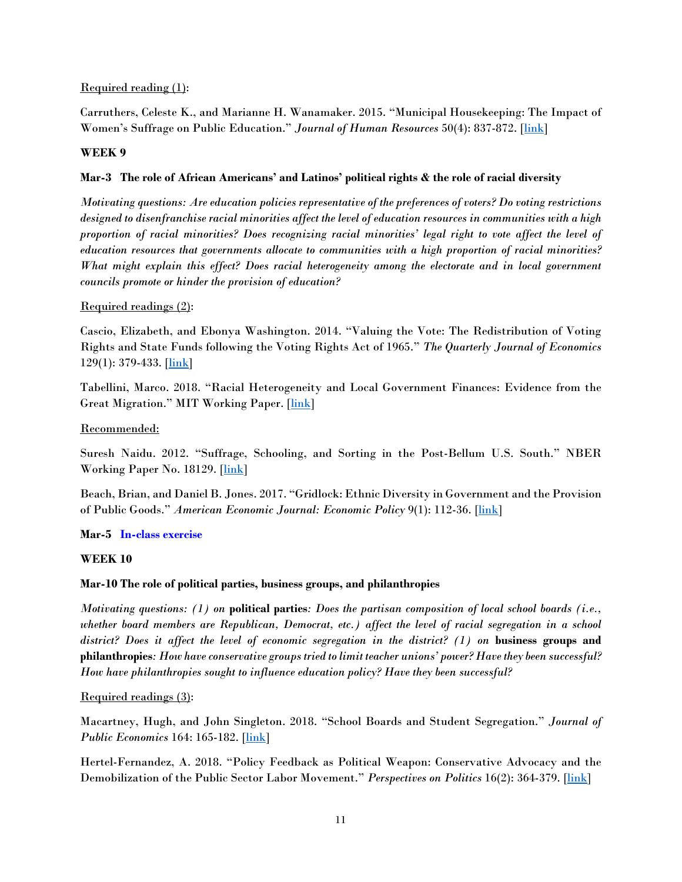Required reading (1):

Carruthers, Celeste K., and Marianne H. Wanamaker. 2015. "Municipal Housekeeping: The Impact of Women's Suffrage on Public Education." *Journal of Human Resources* 50(4): 837-872. [link]

**WEEK 9**

**Mar-3 The role of African Americans' and Latinos' political rights & the role of racial diversity**

*Motivating questions: Are education policies representative of the preferences of voters? Do voting restrictions designed to disenfranchise racial minorities affect the level of education resources in communities with a high proportion of racial minorities? Does recognizing racial minorities' legal right to vote affect the level of education resources that governments allocate to communities with a high proportion of racial minorities? What might explain this effect? Does racial heterogeneity among the electorate and in local government councils promote or hinder the provision of education?*

Required readings (2):

Cascio, Elizabeth, and Ebonya Washington. 2014. "Valuing the Vote: The Redistribution of Voting Rights and State Funds following the Voting Rights Act of 1965." *The Quarterly Journal of Economics* 129(1): 379-433. [link]

Tabellini, Marco. 2018. "Racial Heterogeneity and Local Government Finances: Evidence from the Great Migration." MIT Working Paper. [link]

Recommended:

Suresh Naidu. 2012. "Suffrage, Schooling, and Sorting in the Post-Bellum U.S. South." NBER Working Paper No. 18129. [link]

Beach, Brian, and Daniel B. Jones. 2017. "Gridlock: Ethnic Diversity in Government and the Provision of Public Goods." *American Economic Journal: Economic Policy* 9(1): 112-36. [link]

**Mar-5 In-class exercise**

**WEEK 10**

**Mar-10 The role of political parties, business groups, and philanthropies**

*Motivating questions: (1) on* **political parties***: Does the partisan composition of local school boards (i.e., whether board members are Republican, Democrat, etc.) affect the level of racial segregation in a school district? Does it affect the level of economic segregation in the district? (1) on* **business groups and philanthropies***: How have conservative groups tried to limit teacher unions' power? Have they been successful? How have philanthropies sought to influence education policy? Have they been successful?*

Required readings (3):

Macartney, Hugh, and John Singleton. 2018. "School Boards and Student Segregation." *Journal of Public Economics* 164: 165-182. [link]

Hertel-Fernandez, A. 2018. "Policy Feedback as Political Weapon: Conservative Advocacy and the Demobilization of the Public Sector Labor Movement." *Perspectives on Politics* 16(2): 364-379. [link]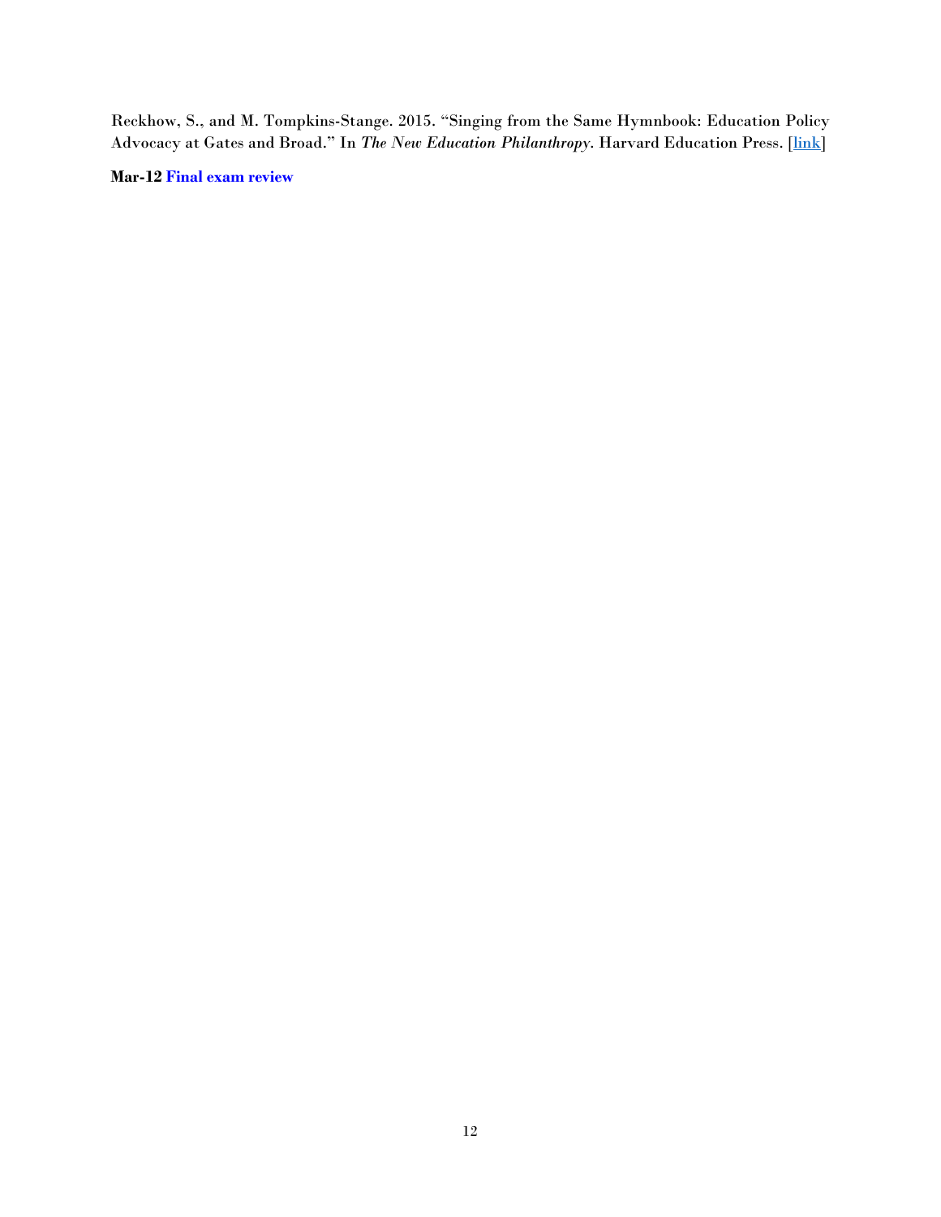Reckhow, S., and M. Tompkins-Stange. 2015. "Singing from the Same Hymnbook: Education Policy Advocacy at Gates and Broad." In *The New Education Philanthropy*. Harvard Education Press. [link]

**Mar-12 Final exam review**